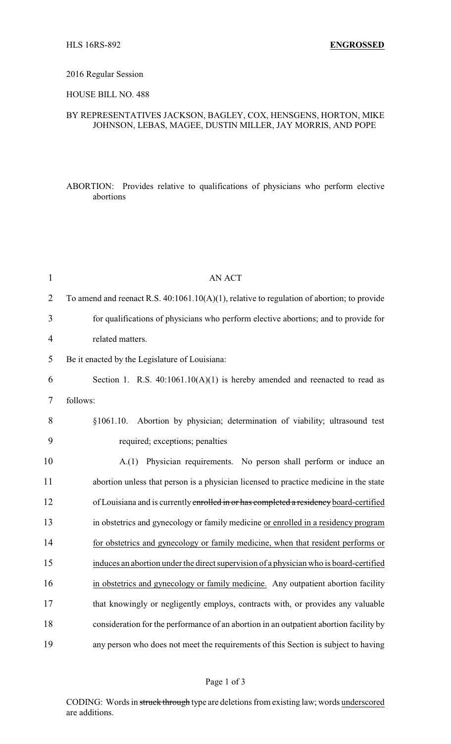HLS 16RS-892 **ENGROSSED**

2016 Regular Session

HOUSE BILL NO. 488

BY REPRESENTATIVES JACKSON, BAGLEY, COX, HENSGENS, HORTON, MIKE JOHNSON, LEBAS, MAGEE, DUSTIN MILLER, JAY MORRIS, AND POPE

ABORTION: Provides relative to qualifications of physicians who perform elective abortions

AN ACT

To amend and reenact R.S. 40:1061.10(A)(1), relative to regulation of abortion; to provide for qualifications of physicians who perform elective abortions; and to provide for related matters.

Be it enacted by the Legislature of Louisiana:

Section 1. R.S. 40:1061.10(A)(1) is hereby amended and reenacted to read as follows:

§1061.10. Abortion by physician; determination of viability; ultrasound test required; exceptions; penalties

A.(1) Physician requirements. No person shall perform or induce an abortion unless that person is a physician licensed to practice medicine in the state of Louisiana and is currently ~~enrolled in or has completed a residency~~ <u>board-certified</u> in obstetrics and gynecology or family medicine <u>or enrolled in a residency program for obstetrics and gynecology or family medicine, when that resident performs or induces an abortion under the direct supervision of a physician who is board-certified in obstetrics and gynecology or family medicine.</u> Any outpatient abortion facility that knowingly or negligently employs, contracts with, or provides any valuable consideration for the performance of an abortion in an outpatient abortion facility by any person who does not meet the requirements of this Section is subject to having

CODING: Words in ~~struck through~~ type are deletions from existing law; words <u>underscored</u> are additions.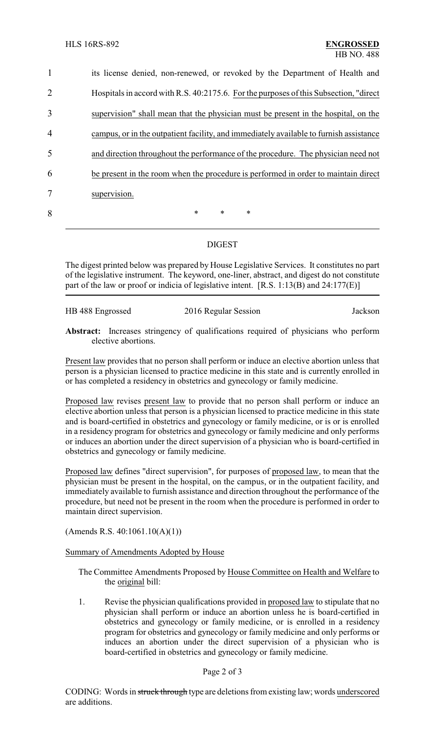1 its license denied, non-renewed, or revoked by the Department of Health and
2 Hospitals in accord with R.S. 40:2175.6. For the purposes of this Subsection, "direct
3 supervision" shall mean that the physician must be present in the hospital, on the
4 campus, or in the outpatient facility, and immediately available to furnish assistance
5 and direction throughout the performance of the procedure. The physician need not
6 be present in the room when the procedure is performed in order to maintain direct
7 supervision.

8 * * *

## DIGEST

The digest printed below was prepared by House Legislative Services. It constitutes no part of the legislative instrument. The keyword, one-liner, abstract, and digest do not constitute part of the law or proof or indicia of legislative intent. [R.S. 1:13(B) and 24:177(E)]

HB 488 Engrossed 2016 Regular Session Jackson

**Abstract:** Increases stringency of qualifications required of physicians who perform elective abortions.

Present law provides that no person shall perform or induce an elective abortion unless that person is a physician licensed to practice medicine in this state and is currently enrolled in or has completed a residency in obstetrics and gynecology or family medicine.

Proposed law revises present law to provide that no person shall perform or induce an elective abortion unless that person is a physician licensed to practice medicine in this state and is board-certified in obstetrics and gynecology or family medicine, or is or is enrolled in a residency program for obstetrics and gynecology or family medicine and only performs or induces an abortion under the direct supervision of a physician who is board-certified in obstetrics and gynecology or family medicine.

Proposed law defines "direct supervision", for purposes of proposed law, to mean that the physician must be present in the hospital, on the campus, or in the outpatient facility, and immediately available to furnish assistance and direction throughout the performance of the procedure, but need not be present in the room when the procedure is performed in order to maintain direct supervision.

(Amends R.S. 40:1061.10(A)(1))

Summary of Amendments Adopted by House

The Committee Amendments Proposed by House Committee on Health and Welfare to the original bill:

1. Revise the physician qualifications provided in proposed law to stipulate that no physician shall perform or induce an abortion unless he is board-certified in obstetrics and gynecology or family medicine, or is enrolled in a residency program for obstetrics and gynecology or family medicine and only performs or induces an abortion under the direct supervision of a physician who is board-certified in obstetrics and gynecology or family medicine.

CODING: Words in ~~struck through~~ type are deletions from existing law; words underscored are additions.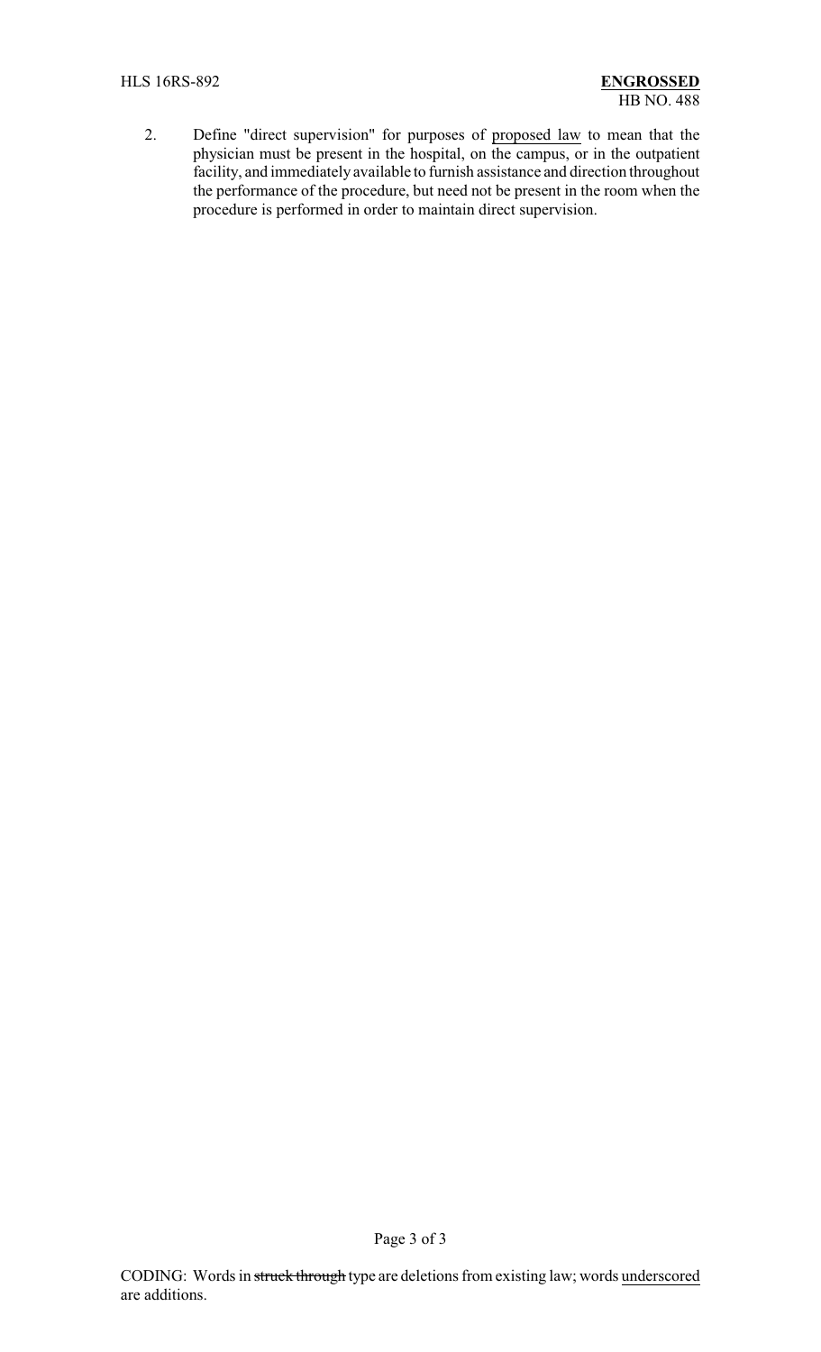2. Define "direct supervision" for purposes of <u>proposed law</u> to mean that the physician must be present in the hospital, on the campus, or in the outpatient facility, and immediately available to furnish assistance and direction throughout the performance of the procedure, but need not be present in the room when the procedure is performed in order to maintain direct supervision.

CODING: Words in ~~struck through~~ type are deletions from existing law; words <u>underscored</u> are additions.